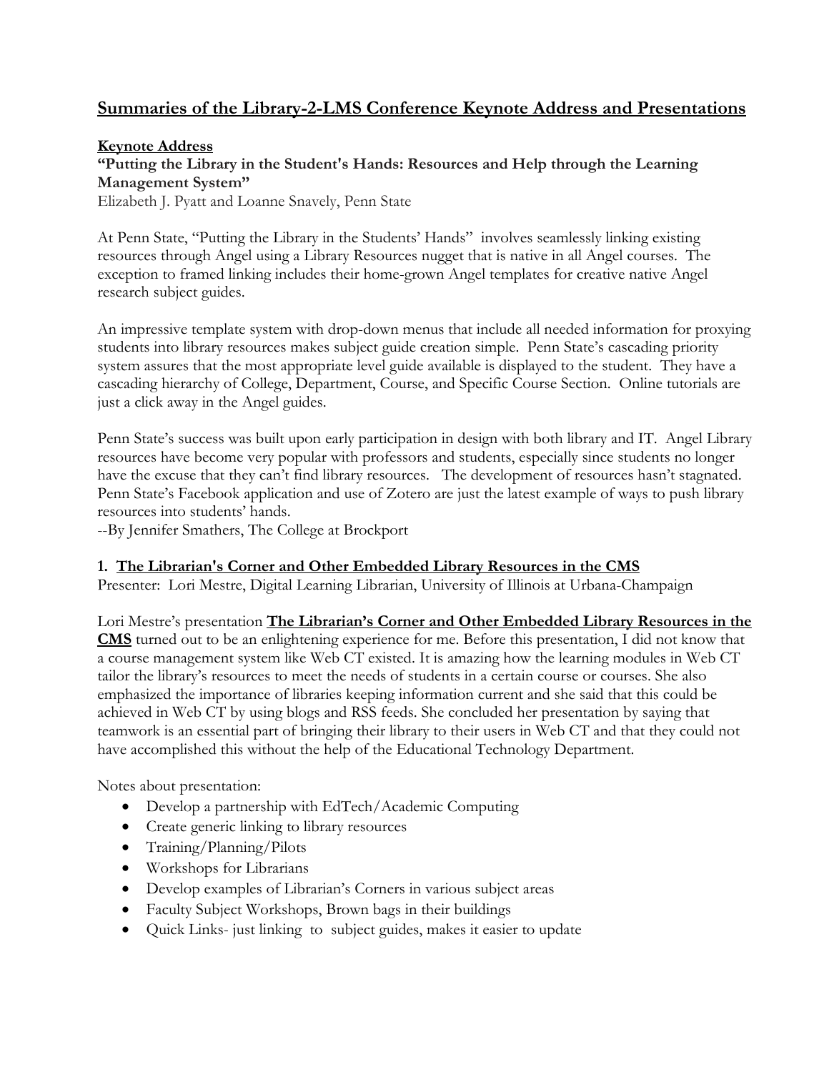# Summaries of the Library-2-LMS Conference Keynote Address and Presentations

## Keynote Address

**"Putting the Library in the Student's Hands: Resources and Help through the Learning Management System"**

Elizabeth J. Pyatt and Loanne Snavely, Penn State

At Penn State, "Putting the Library in the Students' Hands" involves seamlessly linking existing resources through Angel using a Library Resources nugget that is native in all Angel courses. The exception to framed linking includes their home-grown Angel templates for creative native Angel research subject guides.

An impressive template system with drop-down menus that include all needed information for proxying students into library resources makes subject guide creation simple. Penn State's cascading priority system assures that the most appropriate level guide available is displayed to the student. They have a cascading hierarchy of College, Department, Course, and Specific Course Section. Online tutorials are just a click away in the Angel guides.

Penn State's success was built upon early participation in design with both library and IT. Angel Library resources have become very popular with professors and students, especially since students no longer have the excuse that they can't find library resources. The development of resources hasn't stagnated. Penn State's Facebook application and use of Zotero are just the latest example of ways to push library resources into students' hands.

--By Jennifer Smathers, The College at Brockport

## 1. The Librarian's Corner and Other Embedded Library Resources in the CMS

Presenter: Lori Mestre, Digital Learning Librarian, University of Illinois at Urbana-Champaign

Lori Mestre's presentation **The Librarian's Corner and Other Embedded Library Resources in the CMS** turned out to be an enlightening experience for me. Before this presentation, I did not know that a course management system like Web CT existed. It is amazing how the learning modules in Web CT tailor the library's resources to meet the needs of students in a certain course or courses. She also emphasized the importance of libraries keeping information current and she said that this could be achieved in Web CT by using blogs and RSS feeds. She concluded her presentation by saying that teamwork is an essential part of bringing their library to their users in Web CT and that they could not have accomplished this without the help of the Educational Technology Department.

Notes about presentation:

- Develop a partnership with EdTech/Academic Computing
- Create generic linking to library resources
- Training/Planning/Pilots
- Workshops for Librarians
- Develop examples of Librarian's Corners in various subject areas
- Faculty Subject Workshops, Brown bags in their buildings
- Quick Links- just linking to subject guides, makes it easier to update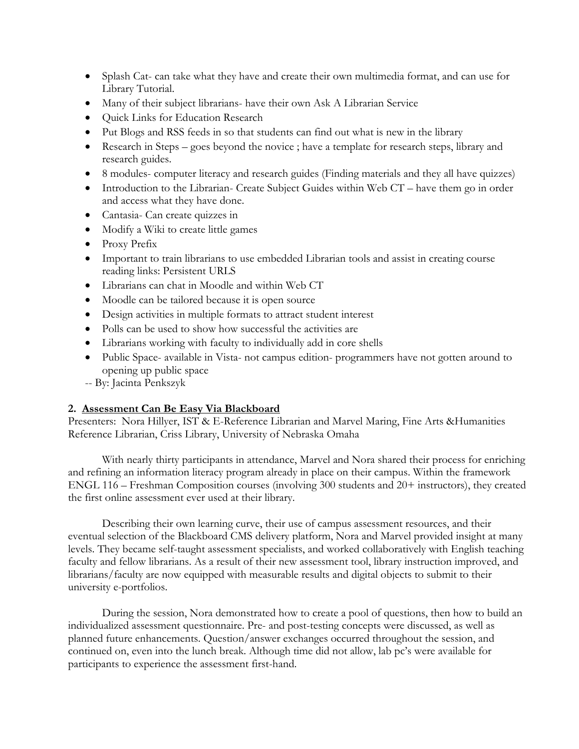- Splash Cat- can take what they have and create their own multimedia format, and can use for Library Tutorial.
- Many of their subject librarians- have their own Ask A Librarian Service
- Quick Links for Education Research
- Put Blogs and RSS feeds in so that students can find out what is new in the library
- Research in Steps – goes beyond the novice ; have a template for research steps, library and research guides.
- 8 modules- computer literacy and research guides (Finding materials and they all have quizzes)
- Introduction to the Librarian- Create Subject Guides within Web CT – have them go in order and access what they have done.
- Cantasia- Can create quizzes in
- Modify a Wiki to create little games
- Proxy Prefix
- Important to train librarians to use embedded Librarian tools and assist in creating course reading links: Persistent URLS
- Librarians can chat in Moodle and within Web CT
- Moodle can be tailored because it is open source
- Design activities in multiple formats to attract student interest
- Polls can be used to show how successful the activities are
- Librarians working with faculty to individually add in core shells
- Public Space- available in Vista- not campus edition- programmers have not gotten around to opening up public space

-- By: Jacinta Penkszyk

**2. <u>Assessment Can Be Easy Via Blackboard</u>**

Presenters: Nora Hillyer, IST & E-Reference Librarian and Marvel Maring, Fine Arts &Humanities Reference Librarian, Criss Library, University of Nebraska Omaha

With nearly thirty participants in attendance, Marvel and Nora shared their process for enriching and refining an information literacy program already in place on their campus. Within the framework ENGL 116 – Freshman Composition courses (involving 300 students and 20+ instructors), they created the first online assessment ever used at their library.

Describing their own learning curve, their use of campus assessment resources, and their eventual selection of the Blackboard CMS delivery platform, Nora and Marvel provided insight at many levels. They became self-taught assessment specialists, and worked collaboratively with English teaching faculty and fellow librarians. As a result of their new assessment tool, library instruction improved, and librarians/faculty are now equipped with measurable results and digital objects to submit to their university e-portfolios.

During the session, Nora demonstrated how to create a pool of questions, then how to build an individualized assessment questionnaire. Pre- and post-testing concepts were discussed, as well as planned future enhancements. Question/answer exchanges occurred throughout the session, and continued on, even into the lunch break. Although time did not allow, lab pc's were available for participants to experience the assessment first-hand.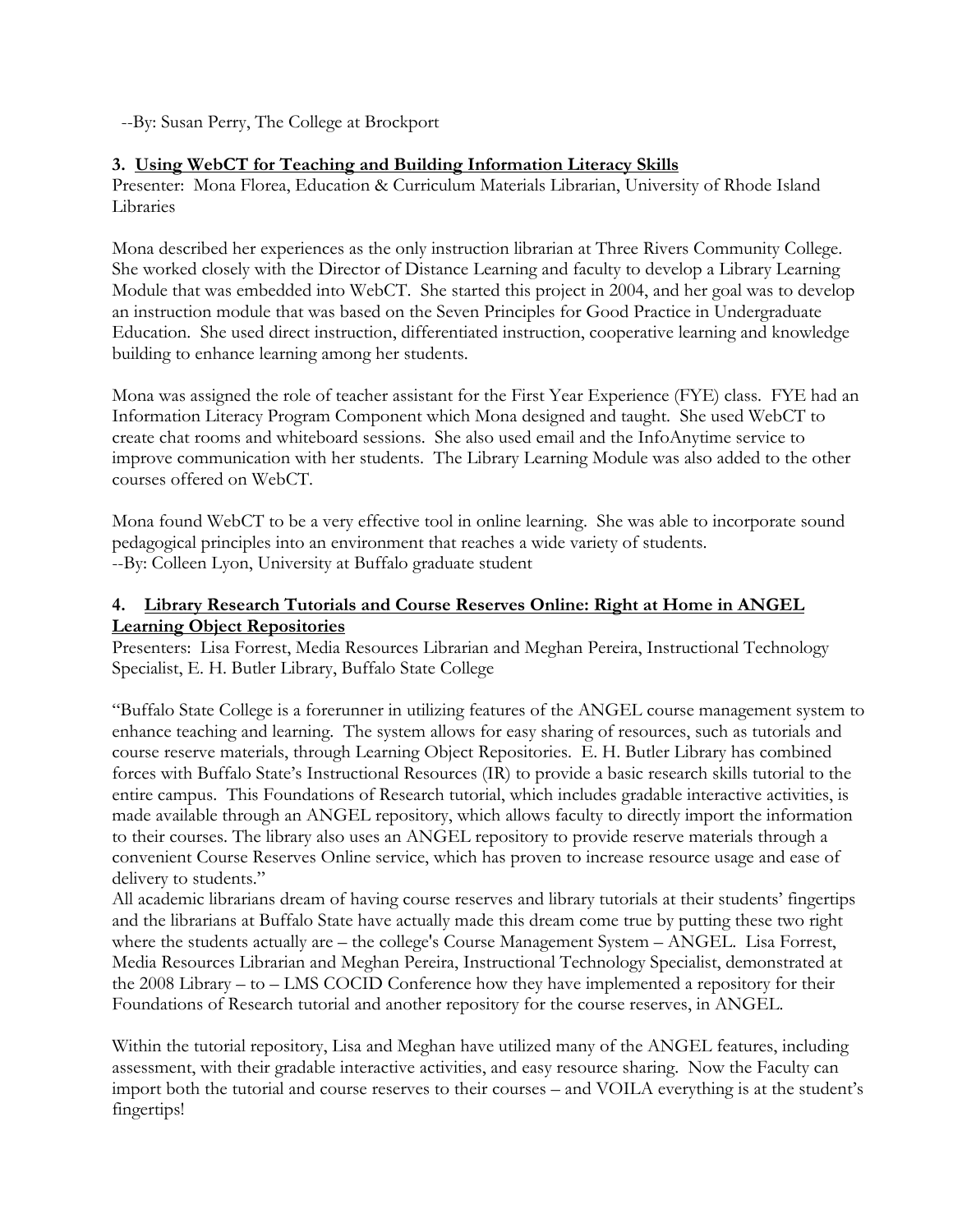--By: Susan Perry, The College at Brockport

### 3. Using WebCT for Teaching and Building Information Literacy Skills

Presenter: Mona Florea, Education & Curriculum Materials Librarian, University of Rhode Island Libraries

Mona described her experiences as the only instruction librarian at Three Rivers Community College. She worked closely with the Director of Distance Learning and faculty to develop a Library Learning Module that was embedded into WebCT. She started this project in 2004, and her goal was to develop an instruction module that was based on the Seven Principles for Good Practice in Undergraduate Education. She used direct instruction, differentiated instruction, cooperative learning and knowledge building to enhance learning among her students.

Mona was assigned the role of teacher assistant for the First Year Experience (FYE) class. FYE had an Information Literacy Program Component which Mona designed and taught. She used WebCT to create chat rooms and whiteboard sessions. She also used email and the InfoAnytime service to improve communication with her students. The Library Learning Module was also added to the other courses offered on WebCT.

Mona found WebCT to be a very effective tool in online learning. She was able to incorporate sound pedagogical principles into an environment that reaches a wide variety of students.
--By: Colleen Lyon, University at Buffalo graduate student

### 4. Library Research Tutorials and Course Reserves Online: Right at Home in ANGEL Learning Object Repositories

Presenters: Lisa Forrest, Media Resources Librarian and Meghan Pereira, Instructional Technology Specialist, E. H. Butler Library, Buffalo State College

"Buffalo State College is a forerunner in utilizing features of the ANGEL course management system to enhance teaching and learning. The system allows for easy sharing of resources, such as tutorials and course reserve materials, through Learning Object Repositories. E. H. Butler Library has combined forces with Buffalo State's Instructional Resources (IR) to provide a basic research skills tutorial to the entire campus. This Foundations of Research tutorial, which includes gradable interactive activities, is made available through an ANGEL repository, which allows faculty to directly import the information to their courses. The library also uses an ANGEL repository to provide reserve materials through a convenient Course Reserves Online service, which has proven to increase resource usage and ease of delivery to students."
All academic librarians dream of having course reserves and library tutorials at their students' fingertips and the librarians at Buffalo State have actually made this dream come true by putting these two right where the students actually are – the college's Course Management System – ANGEL. Lisa Forrest, Media Resources Librarian and Meghan Pereira, Instructional Technology Specialist, demonstrated at the 2008 Library – to – LMS COCID Conference how they have implemented a repository for their Foundations of Research tutorial and another repository for the course reserves, in ANGEL.

Within the tutorial repository, Lisa and Meghan have utilized many of the ANGEL features, including assessment, with their gradable interactive activities, and easy resource sharing. Now the Faculty can import both the tutorial and course reserves to their courses – and VOILA everything is at the student's fingertips!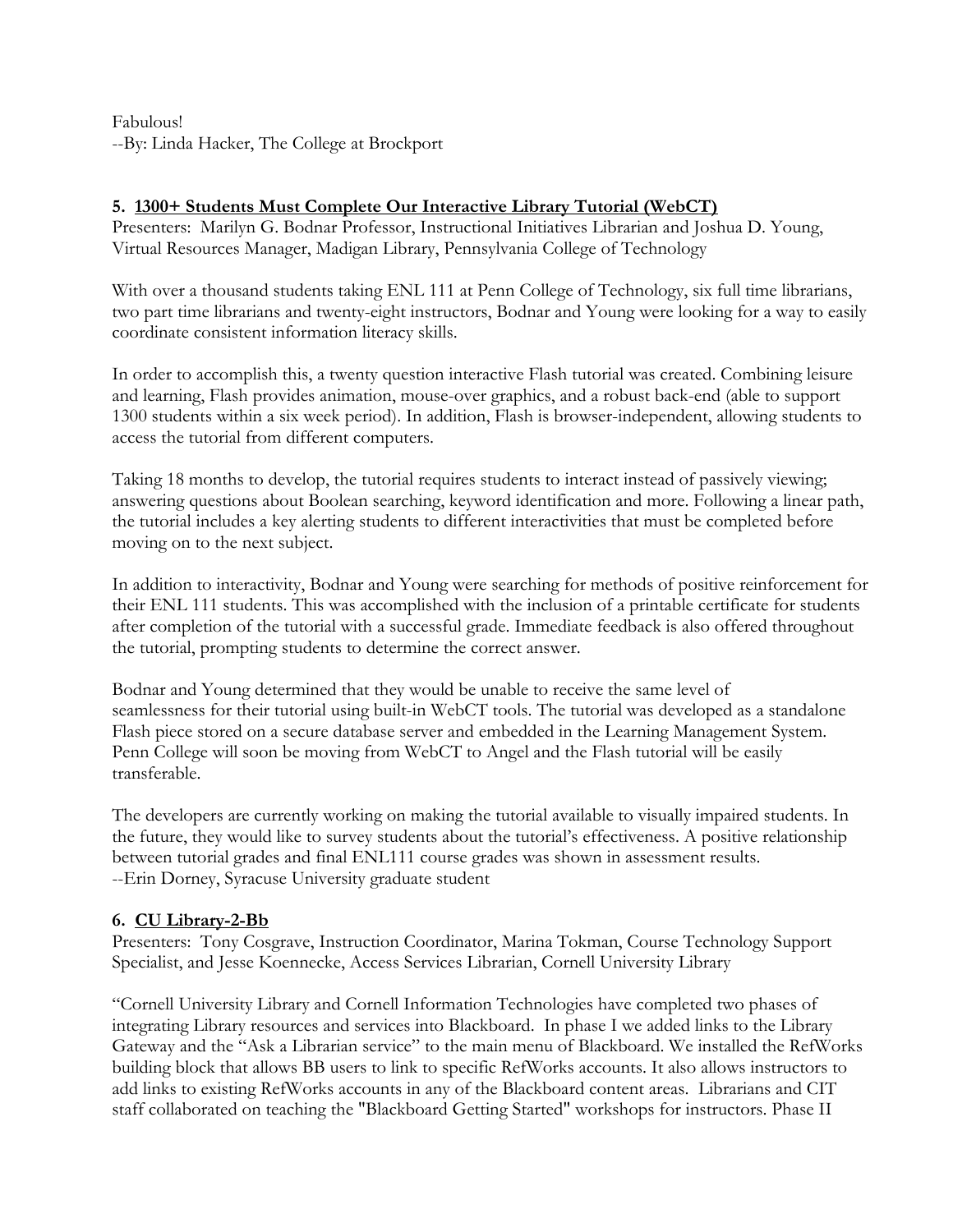Fabulous!
--By: Linda Hacker, The College at Brockport

### 5. <u>1300+ Students Must Complete Our Interactive Library Tutorial (WebCT)</u>

Presenters: Marilyn G. Bodnar Professor, Instructional Initiatives Librarian and Joshua D. Young, Virtual Resources Manager, Madigan Library, Pennsylvania College of Technology

With over a thousand students taking ENL 111 at Penn College of Technology, six full time librarians, two part time librarians and twenty-eight instructors, Bodnar and Young were looking for a way to easily coordinate consistent information literacy skills.

In order to accomplish this, a twenty question interactive Flash tutorial was created. Combining leisure and learning, Flash provides animation, mouse-over graphics, and a robust back-end (able to support 1300 students within a six week period). In addition, Flash is browser-independent, allowing students to access the tutorial from different computers.

Taking 18 months to develop, the tutorial requires students to interact instead of passively viewing; answering questions about Boolean searching, keyword identification and more. Following a linear path, the tutorial includes a key alerting students to different interactivities that must be completed before moving on to the next subject.

In addition to interactivity, Bodnar and Young were searching for methods of positive reinforcement for their ENL 111 students. This was accomplished with the inclusion of a printable certificate for students after completion of the tutorial with a successful grade. Immediate feedback is also offered throughout the tutorial, prompting students to determine the correct answer.

Bodnar and Young determined that they would be unable to receive the same level of seamlessness for their tutorial using built-in WebCT tools. The tutorial was developed as a standalone Flash piece stored on a secure database server and embedded in the Learning Management System. Penn College will soon be moving from WebCT to Angel and the Flash tutorial will be easily transferable.

The developers are currently working on making the tutorial available to visually impaired students. In the future, they would like to survey students about the tutorial's effectiveness. A positive relationship between tutorial grades and final ENL111 course grades was shown in assessment results.
--Erin Dorney, Syracuse University graduate student

### 6. <u>CU Library-2-Bb</u>

Presenters: Tony Cosgrave, Instruction Coordinator, Marina Tokman, Course Technology Support Specialist, and Jesse Koennecke, Access Services Librarian, Cornell University Library

"Cornell University Library and Cornell Information Technologies have completed two phases of integrating Library resources and services into Blackboard. In phase I we added links to the Library Gateway and the "Ask a Librarian service" to the main menu of Blackboard. We installed the RefWorks building block that allows BB users to link to specific RefWorks accounts. It also allows instructors to add links to existing RefWorks accounts in any of the Blackboard content areas. Librarians and CIT staff collaborated on teaching the "Blackboard Getting Started" workshops for instructors. Phase II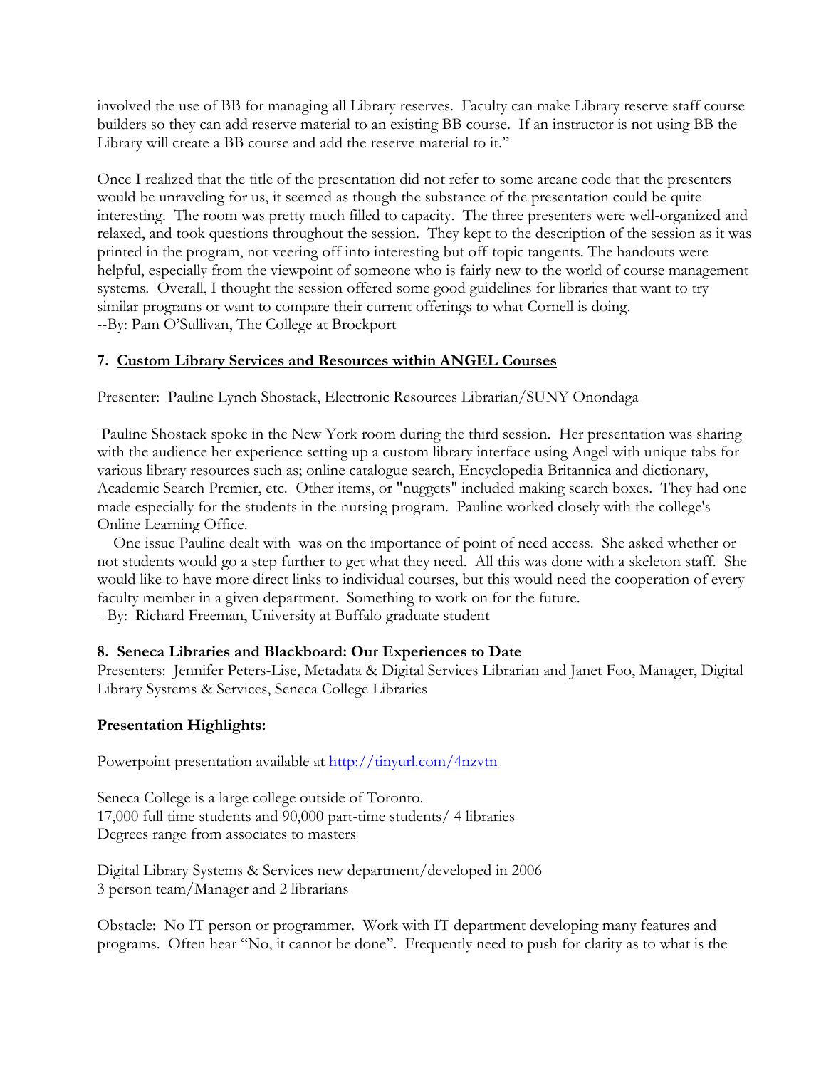involved the use of BB for managing all Library reserves. Faculty can make Library reserve staff course builders so they can add reserve material to an existing BB course. If an instructor is not using BB the Library will create a BB course and add the reserve material to it."

Once I realized that the title of the presentation did not refer to some arcane code that the presenters would be unraveling for us, it seemed as though the substance of the presentation could be quite interesting. The room was pretty much filled to capacity. The three presenters were well-organized and relaxed, and took questions throughout the session. They kept to the description of the session as it was printed in the program, not veering off into interesting but off-topic tangents. The handouts were helpful, especially from the viewpoint of someone who is fairly new to the world of course management systems. Overall, I thought the session offered some good guidelines for libraries that want to try similar programs or want to compare their current offerings to what Cornell is doing.
--By: Pam O'Sullivan, The College at Brockport

**7. Custom Library Services and Resources within ANGEL Courses**

Presenter: Pauline Lynch Shostack, Electronic Resources Librarian/SUNY Onondaga

Pauline Shostack spoke in the New York room during the third session. Her presentation was sharing with the audience her experience setting up a custom library interface using Angel with unique tabs for various library resources such as; online catalogue search, Encyclopedia Britannica and dictionary, Academic Search Premier, etc. Other items, or "nuggets" included making search boxes. They had one made especially for the students in the nursing program. Pauline worked closely with the college's Online Learning Office.

One issue Pauline dealt with was on the importance of point of need access. She asked whether or not students would go a step further to get what they need. All this was done with a skeleton staff. She would like to have more direct links to individual courses, but this would need the cooperation of every faculty member in a given department. Something to work on for the future.
--By: Richard Freeman, University at Buffalo graduate student

**8. Seneca Libraries and Blackboard: Our Experiences to Date**

Presenters: Jennifer Peters-Lise, Metadata & Digital Services Librarian and Janet Foo, Manager, Digital Library Systems & Services, Seneca College Libraries

**Presentation Highlights:**

Powerpoint presentation available at http://tinyurl.com/4nzvtn

Seneca College is a large college outside of Toronto.
17,000 full time students and 90,000 part-time students/ 4 libraries
Degrees range from associates to masters

Digital Library Systems & Services new department/developed in 2006
3 person team/Manager and 2 librarians

Obstacle: No IT person or programmer. Work with IT department developing many features and programs. Often hear "No, it cannot be done". Frequently need to push for clarity as to what is the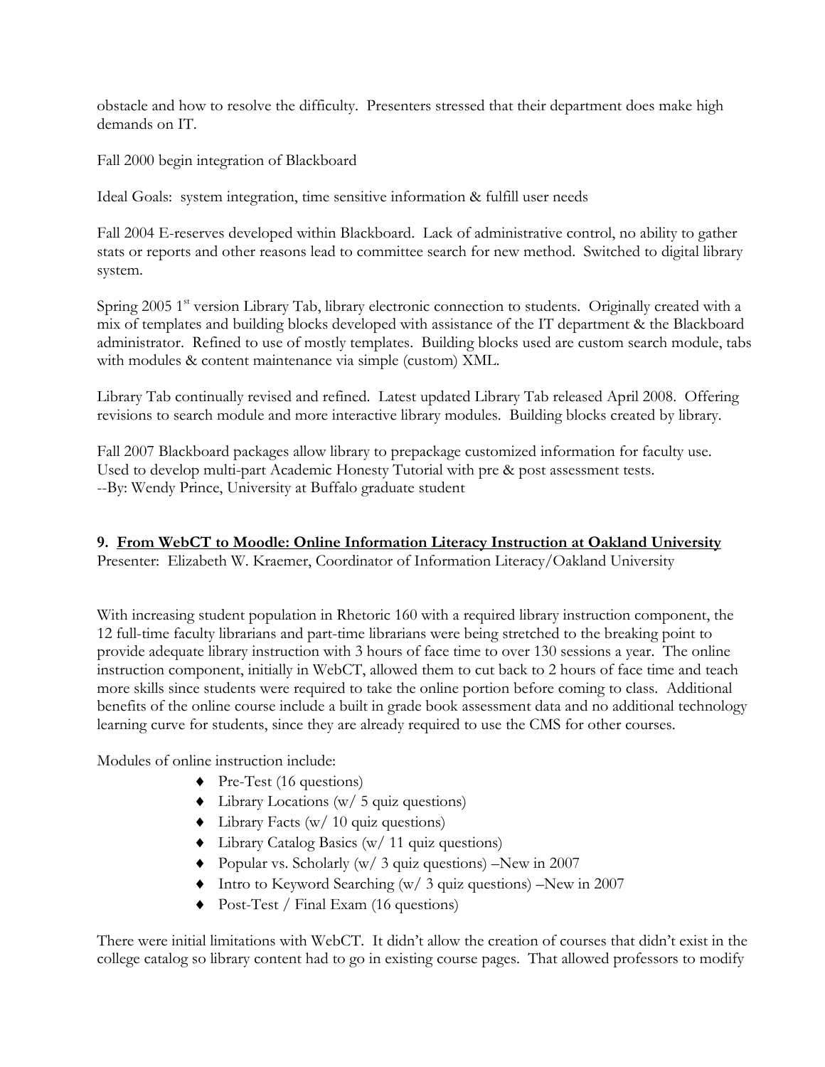obstacle and how to resolve the difficulty. Presenters stressed that their department does make high demands on IT.

Fall 2000 begin integration of Blackboard

Ideal Goals: system integration, time sensitive information & fulfill user needs

Fall 2004 E-reserves developed within Blackboard. Lack of administrative control, no ability to gather stats or reports and other reasons lead to committee search for new method. Switched to digital library system.

Spring 2005 1st version Library Tab, library electronic connection to students. Originally created with a mix of templates and building blocks developed with assistance of the IT department & the Blackboard administrator. Refined to use of mostly templates. Building blocks used are custom search module, tabs with modules & content maintenance via simple (custom) XML.

Library Tab continually revised and refined. Latest updated Library Tab released April 2008. Offering revisions to search module and more interactive library modules. Building blocks created by library.

Fall 2007 Blackboard packages allow library to prepackage customized information for faculty use. Used to develop multi-part Academic Honesty Tutorial with pre & post assessment tests.
--By: Wendy Prince, University at Buffalo graduate student

**9. <u>From WebCT to Moodle: Online Information Literacy Instruction at Oakland University</u>**
Presenter: Elizabeth W. Kraemer, Coordinator of Information Literacy/Oakland University

With increasing student population in Rhetoric 160 with a required library instruction component, the 12 full-time faculty librarians and part-time librarians were being stretched to the breaking point to provide adequate library instruction with 3 hours of face time to over 130 sessions a year. The online instruction component, initially in WebCT, allowed them to cut back to 2 hours of face time and teach more skills since students were required to take the online portion before coming to class. Additional benefits of the online course include a built in grade book assessment data and no additional technology learning curve for students, since they are already required to use the CMS for other courses.

Modules of online instruction include:

- Pre-Test (16 questions)
- Library Locations (w/ 5 quiz questions)
- Library Facts (w/ 10 quiz questions)
- Library Catalog Basics (w/ 11 quiz questions)
- Popular vs. Scholarly (w/ 3 quiz questions) –New in 2007
- Intro to Keyword Searching (w/ 3 quiz questions) –New in 2007
- Post-Test / Final Exam (16 questions)

There were initial limitations with WebCT. It didn't allow the creation of courses that didn't exist in the college catalog so library content had to go in existing course pages. That allowed professors to modify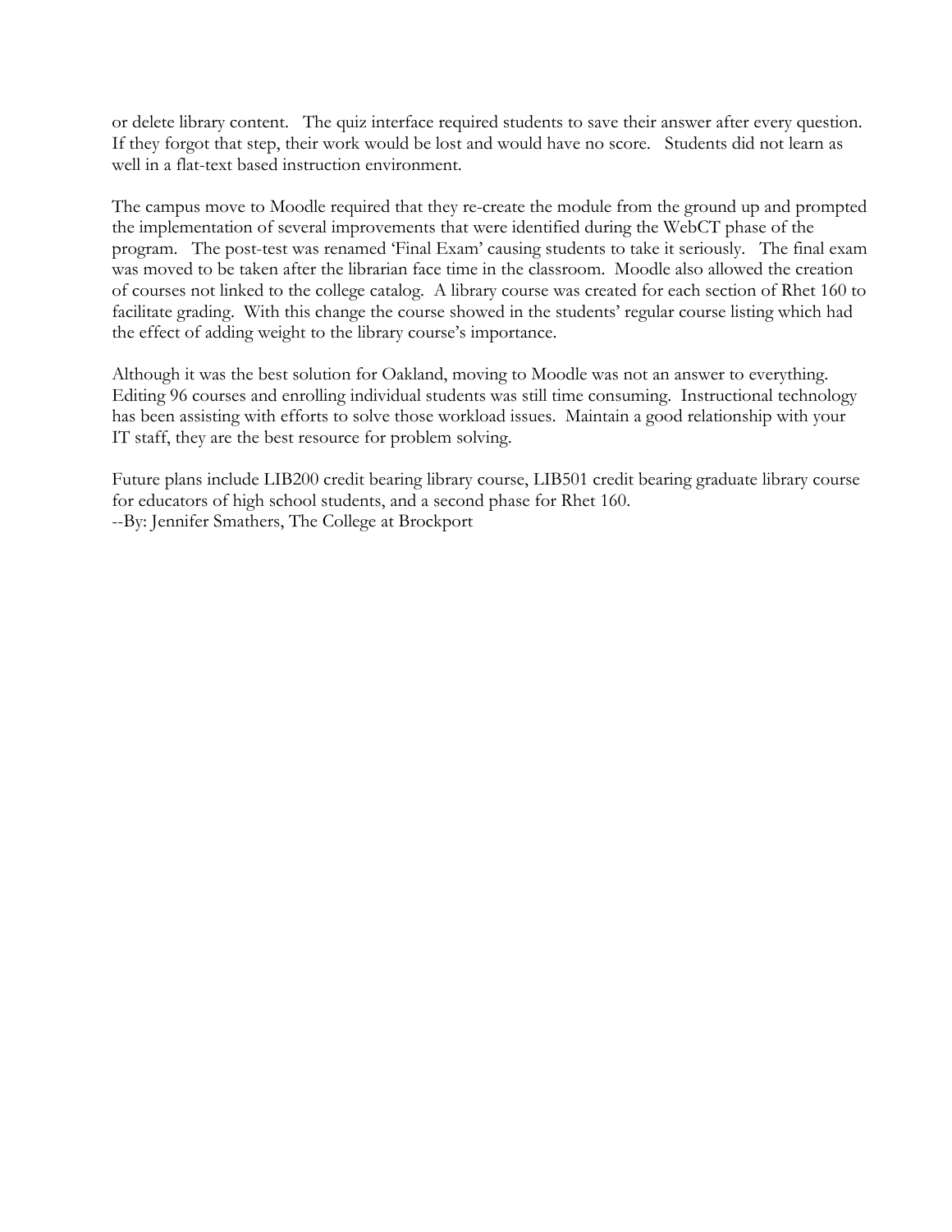or delete library content. The quiz interface required students to save their answer after every question. If they forgot that step, their work would be lost and would have no score. Students did not learn as well in a flat-text based instruction environment.

The campus move to Moodle required that they re-create the module from the ground up and prompted the implementation of several improvements that were identified during the WebCT phase of the program. The post-test was renamed 'Final Exam' causing students to take it seriously. The final exam was moved to be taken after the librarian face time in the classroom. Moodle also allowed the creation of courses not linked to the college catalog. A library course was created for each section of Rhet 160 to facilitate grading. With this change the course showed in the students' regular course listing which had the effect of adding weight to the library course's importance.

Although it was the best solution for Oakland, moving to Moodle was not an answer to everything. Editing 96 courses and enrolling individual students was still time consuming. Instructional technology has been assisting with efforts to solve those workload issues. Maintain a good relationship with your IT staff, they are the best resource for problem solving.

Future plans include LIB200 credit bearing library course, LIB501 credit bearing graduate library course for educators of high school students, and a second phase for Rhet 160.
--By: Jennifer Smathers, The College at Brockport